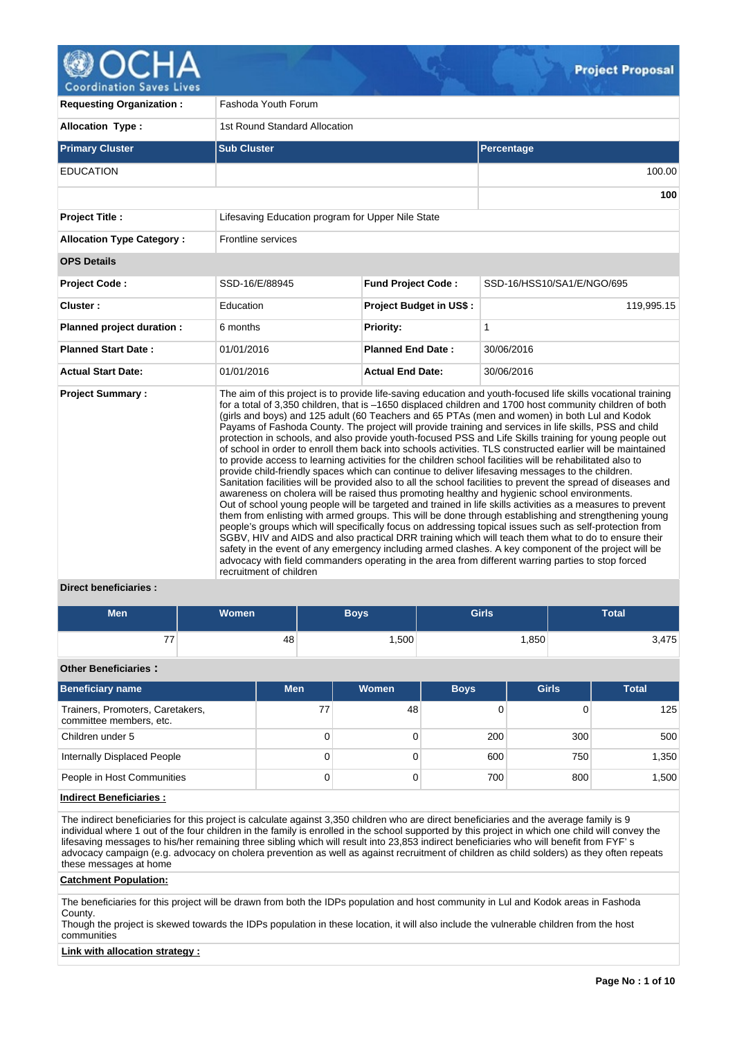# Project Proposal

| | | | |
|---|---|---|---|
| **Requesting Organization :** | Fashoda Youth Forum | | |
| **Allocation Type :** | 1st Round Standard Allocation | | |

| Primary Cluster | Sub Cluster | Percentage |
|---|---|---|
| EDUCATION | | 100.00 |
| | | **100** |

| | |
|---|---|
| **Project Title :** | Lifesaving Education program for Upper Nile State |
| **Allocation Type Category :** | Frontline services |

**OPS Details**

| | | | |
|---|---|---|---|
| **Project Code :** | SSD-16/E/88945 | **Fund Project Code :** | SSD-16/HSS10/SA1/E/NGO/695 |
| **Cluster :** | Education | **Project Budget in US$ :** | 119,995.15 |
| **Planned project duration :** | 6 months | **Priority:** | 1 |
| **Planned Start Date :** | 01/01/2016 | **Planned End Date :** | 30/06/2016 |
| **Actual Start Date:** | 01/01/2016 | **Actual End Date:** | 30/06/2016 |

**Project Summary :**

The aim of this project is to provide life-saving education and youth-focused life skills vocational training for a total of 3,350 children, that is –1650 displaced children and 1700 host community children of both (girls and boys) and 125 adult (60 Teachers and 65 PTAs (men and women) in both Lul and Kodok Payams of Fashoda County. The project will provide training and services in life skills, PSS and child protection in schools, and also provide youth-focused PSS and Life Skills training for young people out of school in order to enroll them back into schools activities. TLS constructed earlier will be maintained to provide access to learning activities for the children school facilities will be rehabilitated also to provide child-friendly spaces which can continue to deliver lifesaving messages to the children. Sanitation facilities will be provided also to all the school facilities to prevent the spread of diseases and awareness on cholera will be raised thus promoting healthy and hygienic school environments.
Out of school young people will be targeted and trained in life skills activities as a measures to prevent them from enlisting with armed groups. This will be done through establishing and strengthening young people's groups which will specifically focus on addressing topical issues such as self-protection from SGBV, HIV and AIDS and also practical DRR training which will teach them what to do to ensure their safety in the event of any emergency including armed clashes. A key component of the project will be advocacy with field commanders operating in the area from different warring parties to stop forced recruitment of children

**Direct beneficiaries :**

| Men | Women | Boys | Girls | Total |
|---|---|---|---|---|
| 77 | 48 | 1,500 | 1,850 | 3,475 |

**Other Beneficiaries :**

| Beneficiary name | Men | Women | Boys | Girls | Total |
|---|---|---|---|---|---|
| Trainers, Promoters, Caretakers, committee members, etc. | 77 | 48 | 0 | 0 | 125 |
| Children under 5 | 0 | 0 | 200 | 300 | 500 |
| Internally Displaced People | 0 | 0 | 600 | 750 | 1,350 |
| People in Host Communities | 0 | 0 | 700 | 800 | 1,500 |

**Indirect Beneficiaries :**

The indirect beneficiaries for this project is calculate against 3,350 children who are direct beneficiaries and the average family is 9 individual where 1 out of the four children in the family is enrolled in the school supported by this project in which one child will convey the lifesaving messages to his/her remaining three sibling which will result into 23,853 indirect beneficiaries who will benefit from FYF' s advocacy campaign (e.g. advocacy on cholera prevention as well as against recruitment of children as child solders) as they often repeats these messages at home

**Catchment Population:**

The beneficiaries for this project will be drawn from both the IDPs population and host community in Lul and Kodok areas in Fashoda County.
Though the project is skewed towards the IDPs population in these location, it will also include the vulnerable children from the host communities

**Link with allocation strategy :**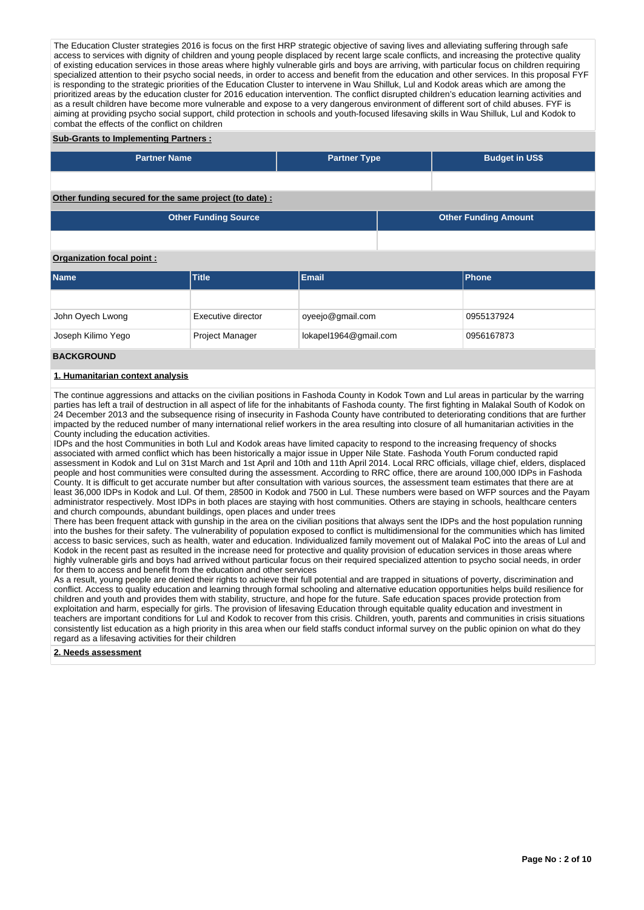The Education Cluster strategies 2016 is focus on the first HRP strategic objective of saving lives and alleviating suffering through safe access to services with dignity of children and young people displaced by recent large scale conflicts, and increasing the protective quality of existing education services in those areas where highly vulnerable girls and boys are arriving, with particular focus on children requiring specialized attention to their psycho social needs, in order to access and benefit from the education and other services. In this proposal FYF is responding to the strategic priorities of the Education Cluster to intervene in Wau Shilluk, Lul and Kodok areas which are among the prioritized areas by the education cluster for 2016 education intervention. The conflict disrupted children's education learning activities and as a result children have become more vulnerable and expose to a very dangerous environment of different sort of child abuses. FYF is aiming at providing psycho social support, child protection in schools and youth-focused lifesaving skills in Wau Shilluk, Lul and Kodok to combat the effects of the conflict on children

**Sub-Grants to Implementing Partners :**

| Partner Name | Partner Type | Budget in US$ |
|---|---|---|
| | | |

**Other funding secured for the same project (to date) :**

| Other Funding Source | Other Funding Amount |
|---|---|
| | |

**Organization focal point :**

| Name | Title | Email | Phone |
|---|---|---|---|
| | | | |
| John Oyech Lwong | Executive director | oyeejo@gmail.com | 0955137924 |
| Joseph Kilimo Yego | Project Manager | lokapel1964@gmail.com | 0956167873 |

## BACKGROUND

### 1. Humanitarian context analysis

The continue aggressions and attacks on the civilian positions in Fashoda County in Kodok Town and Lul areas in particular by the warring parties has left a trail of destruction in all aspect of life for the inhabitants of Fashoda county. The first fighting in Malakal South of Kodok on 24 December 2013 and the subsequence rising of insecurity in Fashoda County have contributed to deteriorating conditions that are further impacted by the reduced number of many international relief workers in the area resulting into closure of all humanitarian activities in the County including the education activities.
IDPs and the host Communities in both Lul and Kodok areas have limited capacity to respond to the increasing frequency of shocks associated with armed conflict which has been historically a major issue in Upper Nile State. Fashoda Youth Forum conducted rapid assessment in Kodok and Lul on 31st March and 1st April and 10th and 11th April 2014. Local RRC officials, village chief, elders, displaced people and host communities were consulted during the assessment. According to RRC office, there are around 100,000 IDPs in Fashoda County. It is difficult to get accurate number but after consultation with various sources, the assessment team estimates that there are at least 36,000 IDPs in Kodok and Lul. Of them, 28500 in Kodok and 7500 in Lul. These numbers were based on WFP sources and the Payam administrator respectively. Most IDPs in both places are staying with host communities. Others are staying in schools, healthcare centers and church compounds, abundant buildings, open places and under trees
There has been frequent attack with gunship in the area on the civilian positions that always sent the IDPs and the host population running into the bushes for their safety. The vulnerability of population exposed to conflict is multidimensional for the communities which has limited access to basic services, such as health, water and education. Individualized family movement out of Malakal PoC into the areas of Lul and Kodok in the recent past as resulted in the increase need for protective and quality provision of education services in those areas where highly vulnerable girls and boys had arrived without particular focus on their required specialized attention to psycho social needs, in order for them to access and benefit from the education and other services
As a result, young people are denied their rights to achieve their full potential and are trapped in situations of poverty, discrimination and conflict. Access to quality education and learning through formal schooling and alternative education opportunities helps build resilience for children and youth and provides them with stability, structure, and hope for the future. Safe education spaces provide protection from exploitation and harm, especially for girls. The provision of lifesaving Education through equitable quality education and investment in teachers are important conditions for Lul and Kodok to recover from this crisis. Children, youth, parents and communities in crisis situations consistently list education as a high priority in this area when our field staffs conduct informal survey on the public opinion on what do they regard as a lifesaving activities for their children

### 2. Needs assessment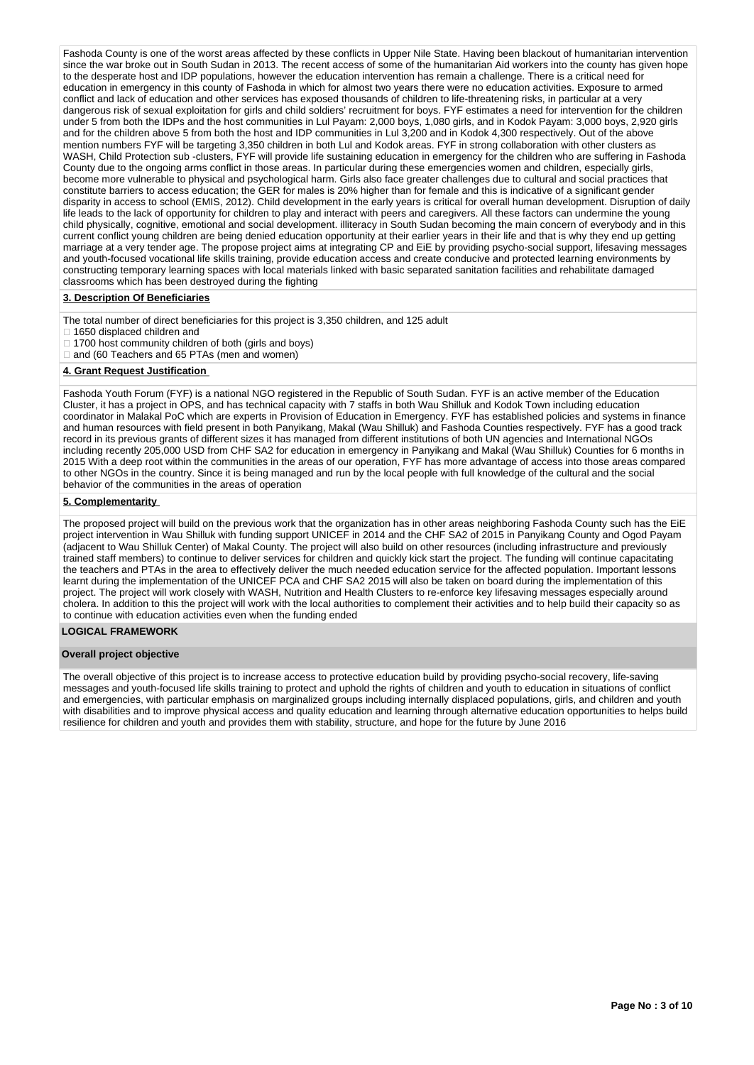Fashoda County is one of the worst areas affected by these conflicts in Upper Nile State. Having been blackout of humanitarian intervention since the war broke out in South Sudan in 2013. The recent access of some of the humanitarian Aid workers into the county has given hope to the desperate host and IDP populations, however the education intervention has remain a challenge. There is a critical need for education in emergency in this county of Fashoda in which for almost two years there were no education activities. Exposure to armed conflict and lack of education and other services has exposed thousands of children to life-threatening risks, in particular at a very dangerous risk of sexual exploitation for girls and child soldiers' recruitment for boys. FYF estimates a need for intervention for the children under 5 from both the IDPs and the host communities in Lul Payam: 2,000 boys, 1,080 girls, and in Kodok Payam: 3,000 boys, 2,920 girls and for the children above 5 from both the host and IDP communities in Lul 3,200 and in Kodok 4,300 respectively. Out of the above mention numbers FYF will be targeting 3,350 children in both Lul and Kodok areas. FYF in strong collaboration with other clusters as WASH, Child Protection sub -clusters, FYF will provide life sustaining education in emergency for the children who are suffering in Fashoda County due to the ongoing arms conflict in those areas. In particular during these emergencies women and children, especially girls, become more vulnerable to physical and psychological harm. Girls also face greater challenges due to cultural and social practices that constitute barriers to access education; the GER for males is 20% higher than for female and this is indicative of a significant gender disparity in access to school (EMIS, 2012). Child development in the early years is critical for overall human development. Disruption of daily life leads to the lack of opportunity for children to play and interact with peers and caregivers. All these factors can undermine the young child physically, cognitive, emotional and social development. illiteracy in South Sudan becoming the main concern of everybody and in this current conflict young children are being denied education opportunity at their earlier years in their life and that is why they end up getting marriage at a very tender age. The propose project aims at integrating CP and EiE by providing psycho-social support, lifesaving messages and youth-focused vocational life skills training, provide education access and create conducive and protected learning environments by constructing temporary learning spaces with local materials linked with basic separated sanitation facilities and rehabilitate damaged classrooms which has been destroyed during the fighting

**3. Description Of Beneficiaries**

The total number of direct beneficiaries for this project is 3,350 children, and 125 adult

- 1650 displaced children and
- 1700 host community children of both (girls and boys)
- and (60 Teachers and 65 PTAs (men and women)

**4. Grant Request Justification**

Fashoda Youth Forum (FYF) is a national NGO registered in the Republic of South Sudan. FYF is an active member of the Education Cluster, it has a project in OPS, and has technical capacity with 7 staffs in both Wau Shilluk and Kodok Town including education coordinator in Malakal PoC which are experts in Provision of Education in Emergency. FYF has established policies and systems in finance and human resources with field present in both Panyikang, Makal (Wau Shilluk) and Fashoda Counties respectively. FYF has a good track record in its previous grants of different sizes it has managed from different institutions of both UN agencies and International NGOs including recently 205,000 USD from CHF SA2 for education in emergency in Panyikang and Makal (Wau Shilluk) Counties for 6 months in 2015 With a deep root within the communities in the areas of our operation, FYF has more advantage of access into those areas compared to other NGOs in the country. Since it is being managed and run by the local people with full knowledge of the cultural and the social behavior of the communities in the areas of operation

**5. Complementarity**

The proposed project will build on the previous work that the organization has in other areas neighboring Fashoda County such has the EiE project intervention in Wau Shilluk with funding support UNICEF in 2014 and the CHF SA2 of 2015 in Panyikang County and Ogod Payam (adjacent to Wau Shilluk Center) of Makal County. The project will also build on other resources (including infrastructure and previously trained staff members) to continue to deliver services for children and quickly kick start the project. The funding will continue capacitating the teachers and PTAs in the area to effectively deliver the much needed education service for the affected population. Important lessons learnt during the implementation of the UNICEF PCA and CHF SA2 2015 will also be taken on board during the implementation of this project. The project will work closely with WASH, Nutrition and Health Clusters to re-enforce key lifesaving messages especially around cholera. In addition to this the project will work with the local authorities to complement their activities and to help build their capacity so as to continue with education activities even when the funding ended

## LOGICAL FRAMEWORK

### Overall project objective

The overall objective of this project is to increase access to protective education build by providing psycho-social recovery, life-saving messages and youth-focused life skills training to protect and uphold the rights of children and youth to education in situations of conflict and emergencies, with particular emphasis on marginalized groups including internally displaced populations, girls, and children and youth with disabilities and to improve physical access and quality education and learning through alternative education opportunities to helps build resilience for children and youth and provides them with stability, structure, and hope for the future by June 2016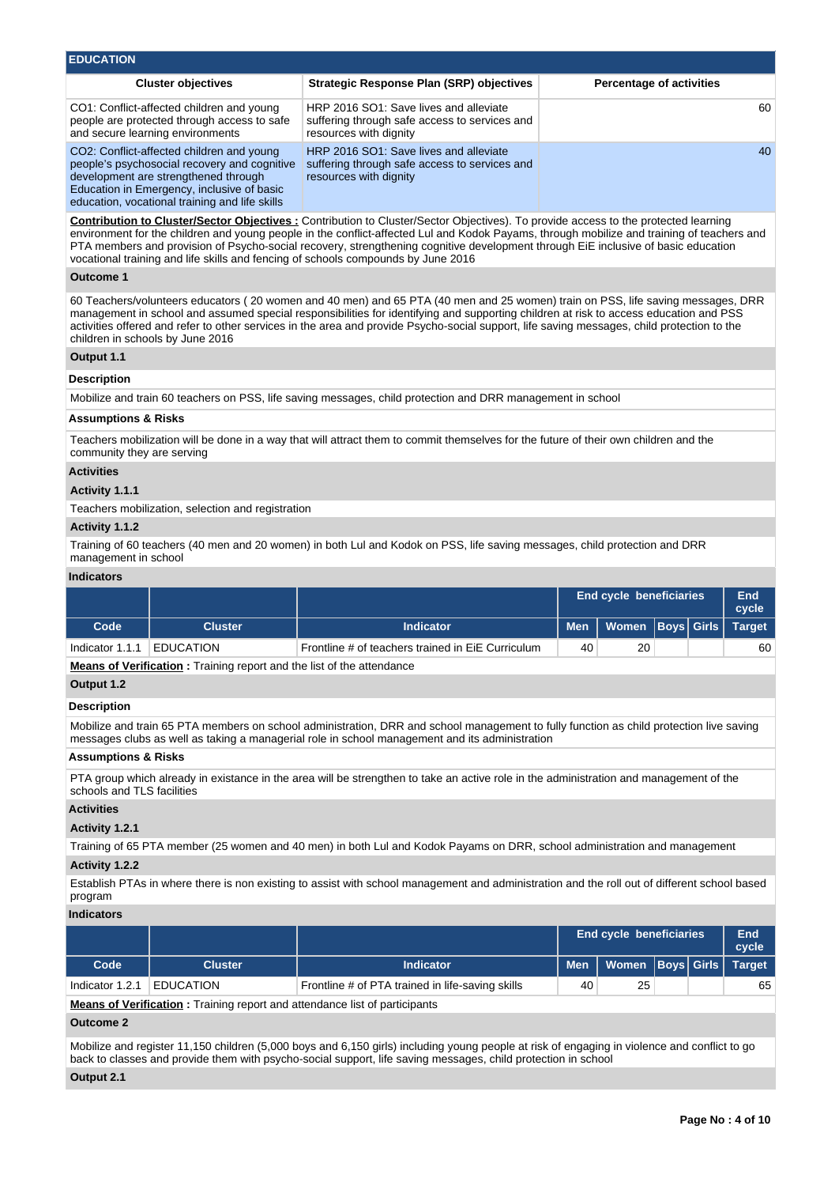## EDUCATION

| Cluster objectives | Strategic Response Plan (SRP) objectives | Percentage of activities |
|---|---|---|
| CO1: Conflict-affected children and young people are protected through access to safe and secure learning environments | HRP 2016 SO1: Save lives and alleviate suffering through safe access to services and resources with dignity | 60 |
| CO2: Conflict-affected children and young people's psychosocial recovery and cognitive development are strengthened through Education in Emergency, inclusive of basic education, vocational training and life skills | HRP 2016 SO1: Save lives and alleviate suffering through safe access to services and resources with dignity | 40 |

**Contribution to Cluster/Sector Objectives :** Contribution to Cluster/Sector Objectives). To provide access to the protected learning environment for the children and young people in the conflict-affected Lul and Kodok Payams, through mobilize and training of teachers and PTA members and provision of Psycho-social recovery, strengthening cognitive development through EiE inclusive of basic education vocational training and life skills and fencing of schools compounds by June 2016

### Outcome 1

60 Teachers/volunteers educators ( 20 women and 40 men) and 65 PTA (40 men and 25 women) train on PSS, life saving messages, DRR management in school and assumed special responsibilities for identifying and supporting children at risk to access education and PSS activities offered and refer to other services in the area and provide Psycho-social support, life saving messages, child protection to the children in schools by June 2016

### Output 1.1

**Description**

Mobilize and train 60 teachers on PSS, life saving messages, child protection and DRR management in school

**Assumptions & Risks**

Teachers mobilization will be done in a way that will attract them to commit themselves for the future of their own children and the community they are serving

**Activities**

**Activity 1.1.1**

Teachers mobilization, selection and registration

**Activity 1.1.2**

Training of 60 teachers (40 men and 20 women) in both Lul and Kodok on PSS, life saving messages, child protection and DRR management in school

**Indicators**

| | | | End cycle beneficiaries | | | | End cycle |
|---|---|---|---|---|---|---|---|
| Code | Cluster | Indicator | Men | Women | Boys | Girls | Target |
| Indicator 1.1.1 | EDUCATION | Frontline # of teachers trained in EiE Curriculum | 40 | 20 | | | 60 |

**Means of Verification :** Training report and the list of the attendance

### Output 1.2

**Description**

Mobilize and train 65 PTA members on school administration, DRR and school management to fully function as child protection live saving messages clubs as well as taking a managerial role in school management and its administration

**Assumptions & Risks**

PTA group which already in existance in the area will be strengthen to take an active role in the administration and management of the schools and TLS facilities

**Activities**

**Activity 1.2.1**

Training of 65 PTA member (25 women and 40 men) in both Lul and Kodok Payams on DRR, school administration and management

**Activity 1.2.2**

Establish PTAs in where there is non existing to assist with school management and administration and the roll out of different school based program

**Indicators**

| | | | End cycle beneficiaries | | | | End cycle |
|---|---|---|---|---|---|---|---|
| Code | Cluster | Indicator | Men | Women | Boys | Girls | Target |
| Indicator 1.2.1 | EDUCATION | Frontline # of PTA trained in life-saving skills | 40 | 25 | | | 65 |

**Means of Verification :** Training report and attendance list of participants

### Outcome 2

Mobilize and register 11,150 children (5,000 boys and 6,150 girls) including young people at risk of engaging in violence and conflict to go back to classes and provide them with psycho-social support, life saving messages, child protection in school

### Output 2.1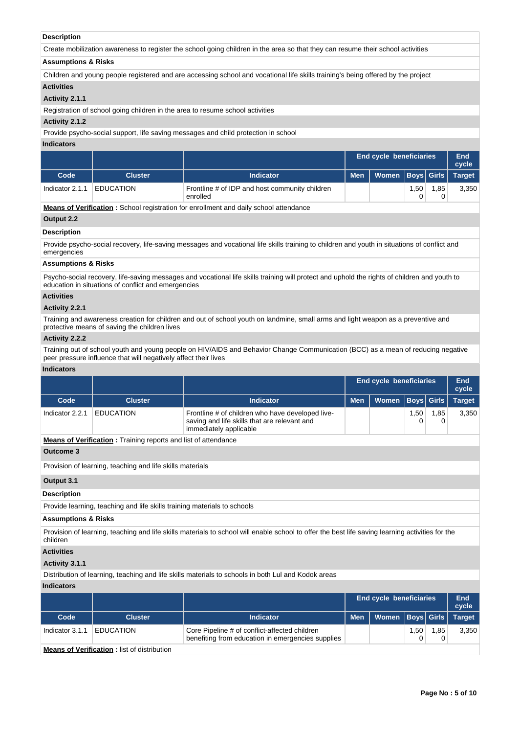**Description**

Create mobilization awareness to register the school going children in the area so that they can resume their school activities

**Assumptions & Risks**

Children and young people registered and are accessing school and vocational life skills training's being offered by the project

**Activities**

**Activity 2.1.1**

Registration of school going children in the area to resume school activities

**Activity 2.1.2**

Provide psycho-social support, life saving messages and child protection in school

**Indicators**

| | | | End cycle beneficiaries | | | | End cycle |
|---|---|---|---|---|---|---|---|
| Code | Cluster | Indicator | Men | Women | Boys | Girls | Target |
| Indicator 2.1.1 | EDUCATION | Frontline # of IDP and host community children enrolled | | | 1,500 | 1,850 | 3,350 |

**Means of Verification :** School registration for enrollment and daily school attendance

**Output 2.2**

**Description**

Provide psycho-social recovery, life-saving messages and vocational life skills training to children and youth in situations of conflict and emergencies

**Assumptions & Risks**

Psycho-social recovery, life-saving messages and vocational life skills training will protect and uphold the rights of children and youth to education in situations of conflict and emergencies

**Activities**

**Activity 2.2.1**

Training and awareness creation for children and out of school youth on landmine, small arms and light weapon as a preventive and protective means of saving the children lives

**Activity 2.2.2**

Training out of school youth and young people on HIV/AIDS and Behavior Change Communication (BCC) as a mean of reducing negative peer pressure influence that will negatively affect their lives

**Indicators**

| | | | End cycle beneficiaries | | | | End cycle |
|---|---|---|---|---|---|---|---|
| Code | Cluster | Indicator | Men | Women | Boys | Girls | Target |
| Indicator 2.2.1 | EDUCATION | Frontline # of children who have developed live-saving and life skills that are relevant and immediately applicable | | | 1,500 | 1,850 | 3,350 |

**Means of Verification :** Training reports and list of attendance

**Outcome 3**

Provision of learning, teaching and life skills materials

**Output 3.1**

**Description**

Provide learning, teaching and life skills training materials to schools

**Assumptions & Risks**

Provision of learning, teaching and life skills materials to school will enable school to offer the best life saving learning activities for the children

**Activities**

**Activity 3.1.1**

Distribution of learning, teaching and life skills materials to schools in both Lul and Kodok areas

**Indicators**

| | | | End cycle beneficiaries | | | | End cycle |
|---|---|---|---|---|---|---|---|
| Code | Cluster | Indicator | Men | Women | Boys | Girls | Target |
| Indicator 3.1.1 | EDUCATION | Core Pipeline # of conflict-affected children benefiting from education in emergencies supplies | | | 1,500 | 1,850 | 3,350 |

**Means of Verification :** list of distribution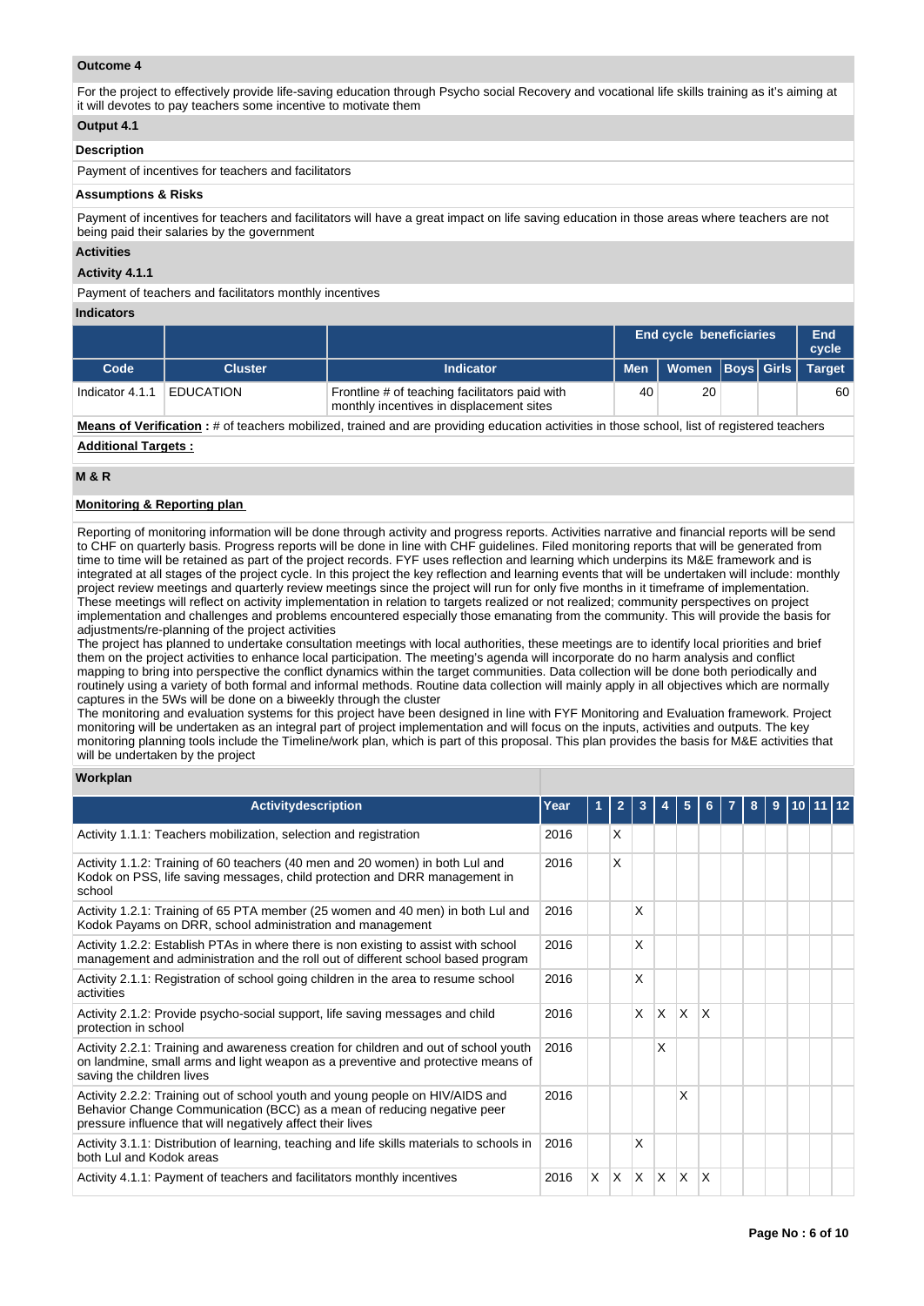### Outcome 4

For the project to effectively provide life-saving education through Psycho social Recovery and vocational life skills training as it's aiming at it will devotes to pay teachers some incentive to motivate them

### Output 4.1

**Description**

Payment of incentives for teachers and facilitators

**Assumptions & Risks**

Payment of incentives for teachers and facilitators will have a great impact on life saving education in those areas where teachers are not being paid their salaries by the government

**Activities**

**Activity 4.1.1**

Payment of teachers and facilitators monthly incentives

**Indicators**

| | | | End cycle beneficiaries | | | | End cycle |
|---|---|---|---|---|---|---|---|
| Code | Cluster | Indicator | Men | Women | Boys | Girls | Target |
| Indicator 4.1.1 | EDUCATION | Frontline # of teaching facilitators paid with monthly incentives in displacement sites | 40 | 20 | | | 60 |

**Means of Verification :** # of teachers mobilized, trained and are providing education activities in those school, list of registered teachers

**Additional Targets :**

### M & R

**Monitoring & Reporting plan**

Reporting of monitoring information will be done through activity and progress reports. Activities narrative and financial reports will be send to CHF on quarterly basis. Progress reports will be done in line with CHF guidelines. Filed monitoring reports that will be generated from time to time will be retained as part of the project records. FYF uses reflection and learning which underpins its M&E framework and is integrated at all stages of the project cycle. In this project the key reflection and learning events that will be undertaken will include: monthly project review meetings and quarterly review meetings since the project will run for only five months in it timeframe of implementation. These meetings will reflect on activity implementation in relation to targets realized or not realized; community perspectives on project implementation and challenges and problems encountered especially those emanating from the community. This will provide the basis for adjustments/re-planning of the project activities
The project has planned to undertake consultation meetings with local authorities, these meetings are to identify local priorities and brief them on the project activities to enhance local participation. The meeting's agenda will incorporate do no harm analysis and conflict mapping to bring into perspective the conflict dynamics within the target communities. Data collection will be done both periodically and routinely using a variety of both formal and informal methods. Routine data collection will mainly apply in all objectives which are normally captures in the 5Ws will be done on a biweekly through the cluster
The monitoring and evaluation systems for this project have been designed in line with FYF Monitoring and Evaluation framework. Project monitoring will be undertaken as an integral part of project implementation and will focus on the inputs, activities and outputs. The key monitoring planning tools include the Timeline/work plan, which is part of this proposal. This plan provides the basis for M&E activities that will be undertaken by the project

**Workplan**

| Activitydescription | Year | 1 | 2 | 3 | 4 | 5 | 6 | 7 | 8 | 9 | 10 | 11 | 12 |
|---|---|---|---|---|---|---|---|---|---|---|---|---|---|
| Activity 1.1.1: Teachers mobilization, selection and registration | 2016 | | X | | | | | | | | | | |
| Activity 1.1.2: Training of 60 teachers (40 men and 20 women) in both Lul and Kodok on PSS, life saving messages, child protection and DRR management in school | 2016 | | X | | | | | | | | | | |
| Activity 1.2.1: Training of 65 PTA member (25 women and 40 men) in both Lul and Kodok Payams on DRR, school administration and management | 2016 | | | X | | | | | | | | | |
| Activity 1.2.2: Establish PTAs in where there is non existing to assist with school management and administration and the roll out of different school based program | 2016 | | | X | | | | | | | | | |
| Activity 2.1.1: Registration of school going children in the area to resume school activities | 2016 | | | X | | | | | | | | | |
| Activity 2.1.2: Provide psycho-social support, life saving messages and child protection in school | 2016 | | | X | X | X | X | | | | | | |
| Activity 2.2.1: Training and awareness creation for children and out of school youth on landmine, small arms and light weapon as a preventive and protective means of saving the children lives | 2016 | | | | X | | | | | | | | |
| Activity 2.2.2: Training out of school youth and young people on HIV/AIDS and Behavior Change Communication (BCC) as a mean of reducing negative peer pressure influence that will negatively affect their lives | 2016 | | | | | X | | | | | | | |
| Activity 3.1.1: Distribution of learning, teaching and life skills materials to schools in both Lul and Kodok areas | 2016 | | | X | | | | | | | | | |
| Activity 4.1.1: Payment of teachers and facilitators monthly incentives | 2016 | X | X | X | X | X | X | | | | | | |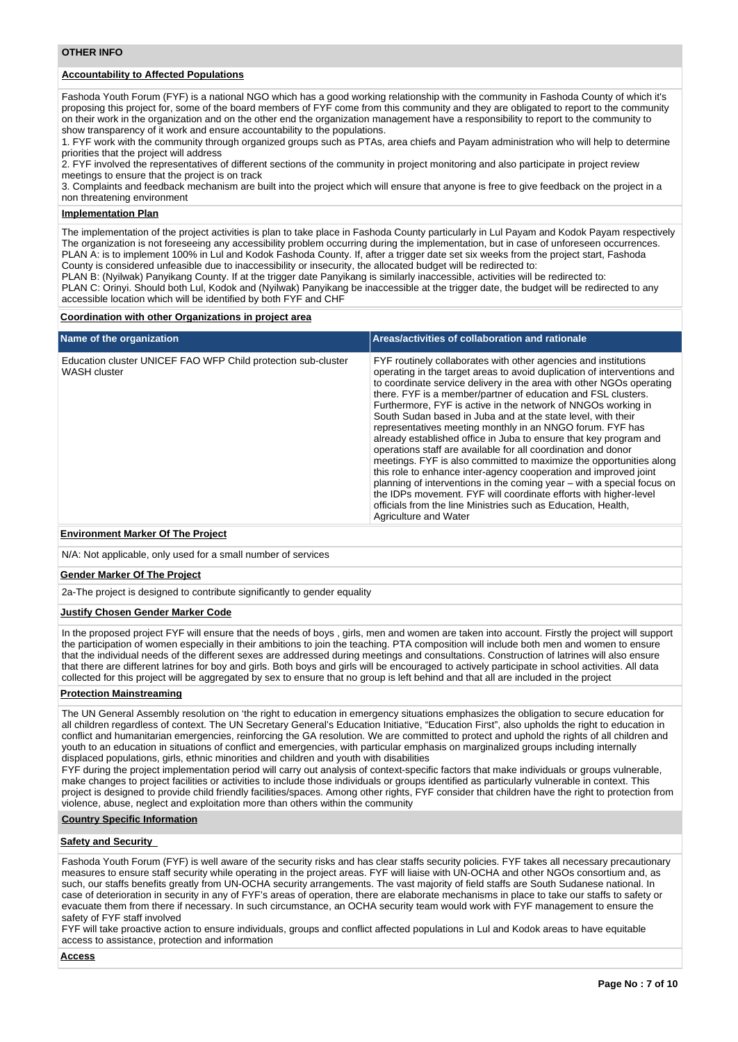## OTHER INFO

### Accountability to Affected Populations

Fashoda Youth Forum (FYF) is a national NGO which has a good working relationship with the community in Fashoda County of which it's proposing this project for, some of the board members of FYF come from this community and they are obligated to report to the community on their work in the organization and on the other end the organization management have a responsibility to report to the community to show transparency of it work and ensure accountability to the populations.

1. FYF work with the community through organized groups such as PTAs, area chiefs and Payam administration who will help to determine priorities that the project will address
2. FYF involved the representatives of different sections of the community in project monitoring and also participate in project review meetings to ensure that the project is on track
3. Complaints and feedback mechanism are built into the project which will ensure that anyone is free to give feedback on the project in a non threatening environment

### Implementation Plan

The implementation of the project activities is plan to take place in Fashoda County particularly in Lul Payam and Kodok Payam respectively The organization is not foreseeing any accessibility problem occurring during the implementation, but in case of unforeseen occurrences.
PLAN A: is to implement 100% in Lul and Kodok Fashoda County. If, after a trigger date set six weeks from the project start, Fashoda County is considered unfeasible due to inaccessibility or insecurity, the allocated budget will be redirected to:
PLAN B: (Nyilwak) Panyikang County. If at the trigger date Panyikang is similarly inaccessible, activities will be redirected to:
PLAN C: Orinyi. Should both Lul, Kodok and (Nyilwak) Panyikang be inaccessible at the trigger date, the budget will be redirected to any accessible location which will be identified by both FYF and CHF

### Coordination with other Organizations in project area

| Name of the organization | Areas/activities of collaboration and rationale |
|---|---|
| Education cluster UNICEF FAO WFP Child protection sub-cluster WASH cluster | FYF routinely collaborates with other agencies and institutions operating in the target areas to avoid duplication of interventions and to coordinate service delivery in the area with other NGOs operating there. FYF is a member/partner of education and FSL clusters. Furthermore, FYF is active in the network of NNGOs working in South Sudan based in Juba and at the state level, with their representatives meeting monthly in an NNGO forum. FYF has already established office in Juba to ensure that key program and operations staff are available for all coordination and donor meetings. FYF is also committed to maximize the opportunities along this role to enhance inter-agency cooperation and improved joint planning of interventions in the coming year – with a special focus on the IDPs movement. FYF will coordinate efforts with higher-level officials from the line Ministries such as Education, Health, Agriculture and Water |

### Environment Marker Of The Project

N/A: Not applicable, only used for a small number of services

### Gender Marker Of The Project

2a-The project is designed to contribute significantly to gender equality

### Justify Chosen Gender Marker Code

In the proposed project FYF will ensure that the needs of boys , girls, men and women are taken into account. Firstly the project will support the participation of women especially in their ambitions to join the teaching. PTA composition will include both men and women to ensure that the individual needs of the different sexes are addressed during meetings and consultations. Construction of latrines will also ensure that there are different latrines for boy and girls. Both boys and girls will be encouraged to actively participate in school activities. All data collected for this project will be aggregated by sex to ensure that no group is left behind and that all are included in the project

### Protection Mainstreaming

The UN General Assembly resolution on 'the right to education in emergency situations emphasizes the obligation to secure education for all children regardless of context. The UN Secretary General's Education Initiative, "Education First", also upholds the right to education in conflict and humanitarian emergencies, reinforcing the GA resolution. We are committed to protect and uphold the rights of all children and youth to an education in situations of conflict and emergencies, with particular emphasis on marginalized groups including internally displaced populations, girls, ethnic minorities and children and youth with disabilities

FYF during the project implementation period will carry out analysis of context-specific factors that make individuals or groups vulnerable, make changes to project facilities or activities to include those individuals or groups identified as particularly vulnerable in context. This project is designed to provide child friendly facilities/spaces. Among other rights, FYF consider that children have the right to protection from violence, abuse, neglect and exploitation more than others within the community

## Country Specific Information

### Safety and Security

Fashoda Youth Forum (FYF) is well aware of the security risks and has clear staffs security policies. FYF takes all necessary precautionary measures to ensure staff security while operating in the project areas. FYF will liaise with UN-OCHA and other NGOs consortium and, as such, our staffs benefits greatly from UN-OCHA security arrangements. The vast majority of field staffs are South Sudanese national. In case of deterioration in security in any of FYF's areas of operation, there are elaborate mechanisms in place to take our staffs to safety or evacuate them from there if necessary. In such circumstance, an OCHA security team would work with FYF management to ensure the safety of FYF staff involved

FYF will take proactive action to ensure individuals, groups and conflict affected populations in Lul and Kodok areas to have equitable access to assistance, protection and information

### Access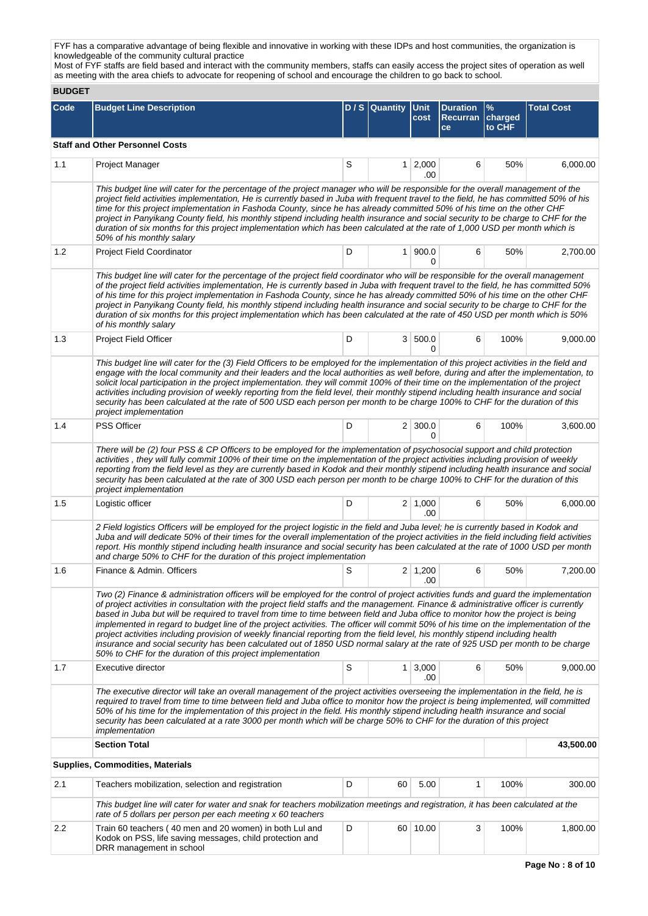FYF has a comparative advantage of being flexible and innovative in working with these IDPs and host communities, the organization is knowledgeable of the community cultural practice
Most of FYF staffs are field based and interact with the community members, staffs can easily access the project sites of operation as well as meeting with the area chiefs to advocate for reopening of school and encourage the children to go back to school.

**BUDGET**

| Code | Budget Line Description | D / S | Quantity | Unit cost | Duration Recurrance | % charged to CHF | Total Cost |
|---|---|---|---|---|---|---|---|
| | **Staff and Other Personnel Costs** | | | | | | |
| 1.1 | Project Manager | S | 1 | 2,000.00 | 6 | 50% | 6,000.00 |
| | *This budget line will cater for the percentage of the project manager who will be responsible for the overall management of the project field activities implementation, He is currently based in Juba with frequent travel to the field, he has committed 50% of his time for this project implementation in Fashoda County, since he has already committed 50% of his time on the other CHF project in Panyikang County field, his monthly stipend including health insurance and social security to be charge to CHF for the duration of six months for this project implementation which has been calculated at the rate of 1,000 USD per month which is 50% of his monthly salary* | | | | | | |
| 1.2 | Project Field Coordinator | D | 1 | 900.00 | 6 | 50% | 2,700.00 |
| | *This budget line will cater for the percentage of the project field coordinator who will be responsible for the overall management of the project field activities implementation, He is currently based in Juba with frequent travel to the field, he has committed 50% of his time for this project implementation in Fashoda County, since he has already committed 50% of his time on the other CHF project in Panyikang County field, his monthly stipend including health insurance and social security to be charge to CHF for the duration of six months for this project implementation which has been calculated at the rate of 450 USD per month which is 50% of his monthly salary* | | | | | | |
| 1.3 | Project Field Officer | D | 3 | 500.00 | 6 | 100% | 9,000.00 |
| | *This budget line will cater for the (3) Field Officers to be employed for the implementation of this project activities in the field and engage with the local community and their leaders and the local authorities as well before, during and after the implementation, to solicit local participation in the project implementation. they will commit 100% of their time on the implementation of the project activities including provision of weekly reporting from the field level, their monthly stipend including health insurance and social security has been calculated at the rate of 500 USD each person per month to be charge 100% to CHF for the duration of this project implementation* | | | | | | |
| 1.4 | PSS Officer | D | 2 | 300.00 | 6 | 100% | 3,600.00 |
| | *There will be (2) four PSS & CP Officers to be employed for the implementation of psychosocial support and child protection activities , they will fully commit 100% of their time on the implementation of the project activities including provision of weekly reporting from the field level as they are currently based in Kodok and their monthly stipend including health insurance and social security has been calculated at the rate of 300 USD each person per month to be charge 100% to CHF for the duration of this project implementation* | | | | | | |
| 1.5 | Logistic officer | D | 2 | 1,000.00 | 6 | 50% | 6,000.00 |
| | *2 Field logistics Officers will be employed for the project logistic in the field and Juba level; he is currently based in Kodok and Juba and will dedicate 50% of their times for the overall implementation of the project activities in the field including field activities report. His monthly stipend including health insurance and social security has been calculated at the rate of 1000 USD per month and charge 50% to CHF for the duration of this project implementation* | | | | | | |
| 1.6 | Finance & Admin. Officers | S | 2 | 1,200.00 | 6 | 50% | 7,200.00 |
| | *Two (2) Finance & administration officers will be employed for the control of project activities funds and guard the implementation of project activities in consultation with the project field staffs and the management. Finance & administrative officer is currently based in Juba but will be required to travel from time to time between field and Juba office to monitor how the project is being implemented in regard to budget line of the project activities. The officer will commit 50% of his time on the implementation of the project activities including provision of weekly financial reporting from the field level, his monthly stipend including health insurance and social security has been calculated out of 1850 USD normal salary at the rate of 925 USD per month to be charge 50% to CHF for the duration of this project implementation* | | | | | | |
| 1.7 | Executive director | S | 1 | 3,000.00 | 6 | 50% | 9,000.00 |
| | *The executive director will take an overall management of the project activities overseeing the implementation in the field, he is required to travel from time to time between field and Juba office to monitor how the project is being implemented, will committed 50% of his time for the implementation of this project in the field. His monthly stipend including health insurance and social security has been calculated at a rate 3000 per month which will be charge 50% to CHF for the duration of this project implementation* | | | | | | |
| | **Section Total** | | | | | | **43,500.00** |
| | **Supplies, Commodities, Materials** | | | | | | |
| 2.1 | Teachers mobilization, selection and registration | D | 60 | 5.00 | 1 | 100% | 300.00 |
| | *This budget line will cater for water and snak for teachers mobilization meetings and registration, it has been calculated at the rate of 5 dollars per person per each meeting x 60 teachers* | | | | | | |
| 2.2 | Train 60 teachers ( 40 men and 20 women) in both Lul and Kodok on PSS, life saving messages, child protection and DRR management in school | D | 60 | 10.00 | 3 | 100% | 1,800.00 |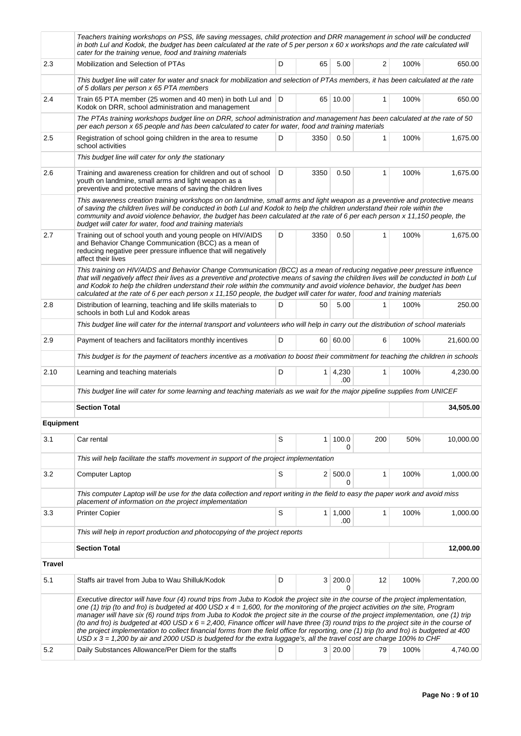| | | | | | | | |
|---|---|---|---|---|---|---|---|
| | *Teachers training workshops on PSS, life saving messages, child protection and DRR management in school will be conducted in both Lul and Kodok, the budget has been calculated at the rate of 5 per person x 60 x workshops and the rate calculated will cater for the training venue, food and training materials* | | | | | | |
| 2.3 | Mobilization and Selection of PTAs | D | 65 | 5.00 | 2 | 100% | 650.00 |
| | *This budget line will cater for water and snack for mobilization and selection of PTAs members, it has been calculated at the rate of 5 dollars per person x 65 PTA members* | | | | | | |
| 2.4 | Train 65 PTA member (25 women and 40 men) in both Lul and Kodok on DRR, school administration and management | D | 65 | 10.00 | 1 | 100% | 650.00 |
| | *The PTAs training workshops budget line on DRR, school administration and management has been calculated at the rate of 50 per each person x 65 people and has been calculated to cater for water, food and training materials* | | | | | | |
| 2.5 | Registration of school going children in the area to resume school activities | D | 3350 | 0.50 | 1 | 100% | 1,675.00 |
| | *This budget line will cater for only the stationary* | | | | | | |
| 2.6 | Training and awareness creation for children and out of school youth on landmine, small arms and light weapon as a preventive and protective means of saving the children lives | D | 3350 | 0.50 | 1 | 100% | 1,675.00 |
| | *This awareness creation training workshops on on landmine, small arms and light weapon as a preventive and protective means of saving the children lives will be conducted in both Lul and Kodok to help the children understand their role within the community and avoid violence behavior, the budget has been calculated at the rate of 6 per each person x 11,150 people, the budget will cater for water, food and training materials* | | | | | | |
| 2.7 | Training out of school youth and young people on HIV/AIDS and Behavior Change Communication (BCC) as a mean of reducing negative peer pressure influence that will negatively affect their lives | D | 3350 | 0.50 | 1 | 100% | 1,675.00 |
| | *This training on HIV/AIDS and Behavior Change Communication (BCC) as a mean of reducing negative peer pressure influence that will negatively affect their lives as a preventive and protective means of saving the children lives will be conducted in both Lul and Kodok to help the children understand their role within the community and avoid violence behavior, the budget has been calculated at the rate of 6 per each person x 11,150 people, the budget will cater for water, food and training materials* | | | | | | |
| 2.8 | Distribution of learning, teaching and life skills materials to schools in both Lul and Kodok areas | D | 50 | 5.00 | 1 | 100% | 250.00 |
| | *This budget line will cater for the internal transport and volunteers who will help in carry out the distribution of school materials* | | | | | | |
| 2.9 | Payment of teachers and facilitators monthly incentives | D | 60 | 60.00 | 6 | 100% | 21,600.00 |
| | *This budget is for the payment of teachers incentive as a motivation to boost their commitment for teaching the children in schools* | | | | | | |
| 2.10 | Learning and teaching materials | D | 1 | 4,230.00 | 1 | 100% | 4,230.00 |
| | *This budget line will cater for some learning and teaching materials as we wait for the major pipeline supplies from UNICEF* | | | | | | |
| | **Section Total** | | | | | | **34,505.00** |
| **Equipment** | | | | | | | |
| 3.1 | Car rental | S | 1 | 100.00 | 200 | 50% | 10,000.00 |
| | *This will help facilitate the staffs movement in support of the project implementation* | | | | | | |
| 3.2 | Computer Laptop | S | 2 | 500.00 | 1 | 100% | 1,000.00 |
| | *This computer Laptop will be use for the data collection and report writing in the field to easy the paper work and avoid miss placement of information on the project implementation* | | | | | | |
| 3.3 | Printer Copier | S | 1 | 1,000.00 | 1 | 100% | 1,000.00 |
| | *This will help in report production and photocopying of the project reports* | | | | | | |
| | **Section Total** | | | | | | **12,000.00** |
| **Travel** | | | | | | | |
| 5.1 | Staffs air travel from Juba to Wau Shilluk/Kodok | D | 3 | 200.00 | 12 | 100% | 7,200.00 |
| | *Executive director will have four (4) round trips from Juba to Kodok the project site in the course of the project implementation, one (1) trip (to and fro) is budgeted at 400 USD x 4 = 1,600, for the monitoring of the project activities on the site, Program manager will have six (6) round trips from Juba to Kodok the project site in the course of the project implementation, one (1) trip (to and fro) is budgeted at 400 USD x 6 = 2,400, Finance officer will have three (3) round trips to the project site in the course of the project implementation to collect financial forms from the field office for reporting, one (1) trip (to and fro) is budgeted at 400 USD x 3 = 1,200 by air and 2000 USD is budgeted for the extra luggage's, all the travel cost are charge 100% to CHF* | | | | | | |
| 5.2 | Daily Substances Allowance/Per Diem for the staffs | D | 3 | 20.00 | 79 | 100% | 4,740.00 |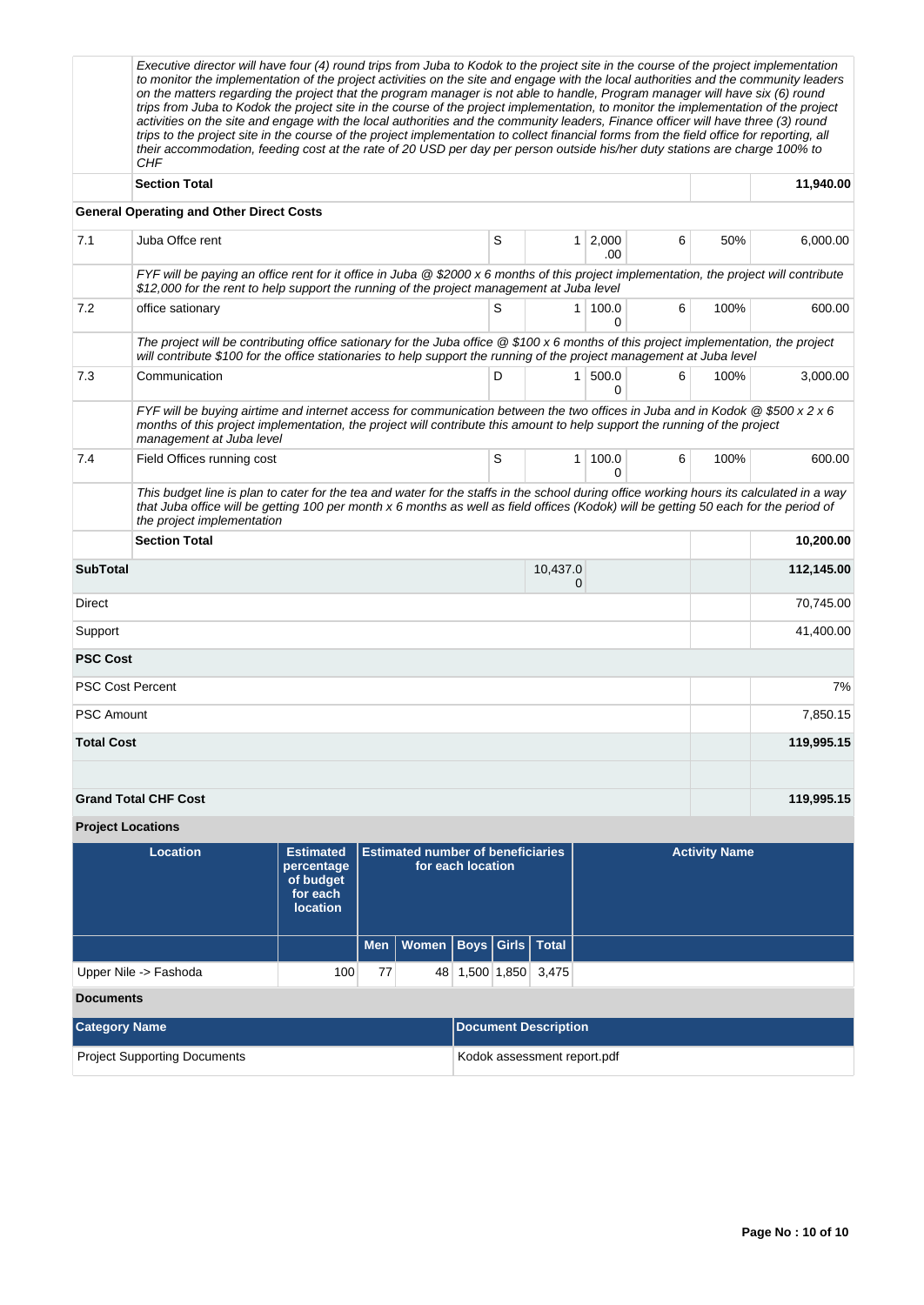| | | | | | | | | |
|---|---|---|---|---|---|---|---|---|
| | *Executive director will have four (4) round trips from Juba to Kodok to the project site in the course of the project implementation to monitor the implementation of the project activities on the site and engage with the local authorities and the community leaders on the matters regarding the project that the program manager is not able to handle, Program manager will have six (6) round trips from Juba to Kodok the project site in the course of the project implementation, to monitor the implementation of the project activities on the site and engage with the local authorities and the community leaders, Finance officer will have three (3) round trips to the project site in the course of the project implementation to collect financial forms from the field office for reporting, all their accommodation, feeding cost at the rate of 20 USD per day per person outside his/her duty stations are charge 100% to CHF* | | | | | | | |
| | **Section Total** | | | | | | | **11,940.00** |
| **General Operating and Other Direct Costs** | | | | | | | | |
| 7.1 | Juba Offce rent | S | 1 | 2,000.00 | 6 | 50% | | 6,000.00 |
| | *FYF will be paying an office rent for it office in Juba @ $2000 x 6 months of this project implementation, the project will contribute $12,000 for the rent to help support the running of the project management at Juba level* | | | | | | | |
| 7.2 | office sationary | S | 1 | 100.00 | 6 | 100% | | 600.00 |
| | *The project will be contributing office sationary for the Juba office @ $100 x 6 months of this project implementation, the project will contribute $100 for the office stationaries to help support the running of the project management at Juba level* | | | | | | | |
| 7.3 | Communication | D | 1 | 500.00 | 6 | 100% | | 3,000.00 |
| | *FYF will be buying airtime and internet access for communication between the two offices in Juba and in Kodok @ $500 x 2 x 6 months of this project implementation, the project will contribute this amount to help support the running of the project management at Juba level* | | | | | | | |
| 7.4 | Field Offices running cost | S | 1 | 100.00 | 6 | 100% | | 600.00 |
| | *This budget line is plan to cater for the tea and water for the staffs in the school during office working hours its calculated in a way that Juba office will be getting 100 per month x 6 months as well as field offices (Kodok) will be getting 50 each for the period of the project implementation* | | | | | | | |
| | **Section Total** | | | | | | | **10,200.00** |
| **SubTotal** | | | 10,437.00 | | | | | **112,145.00** |
| Direct | | | | | | | | 70,745.00 |
| Support | | | | | | | | 41,400.00 |
| **PSC Cost** | | | | | | | | |
| PSC Cost Percent | | | | | | | | 7% |
| PSC Amount | | | | | | | | 7,850.15 |
| **Total Cost** | | | | | | | | **119,995.15** |
| | | | | | | | | |
| **Grand Total CHF Cost** | | | | | | | | **119,995.15** |

**Project Locations**

| Location | Estimated percentage of budget for each location | Estimated number of beneficiaries for each location | | | | | Activity Name |
|---|---|---|---|---|---|---|---|
| | | Men | Women | Boys | Girls | Total | |
| Upper Nile -> Fashoda | 100 | 77 | 48 | 1,500 | 1,850 | 3,475 | |

**Documents**

| Category Name | Document Description |
|---|---|
| Project Supporting Documents | Kodok assessment report.pdf |